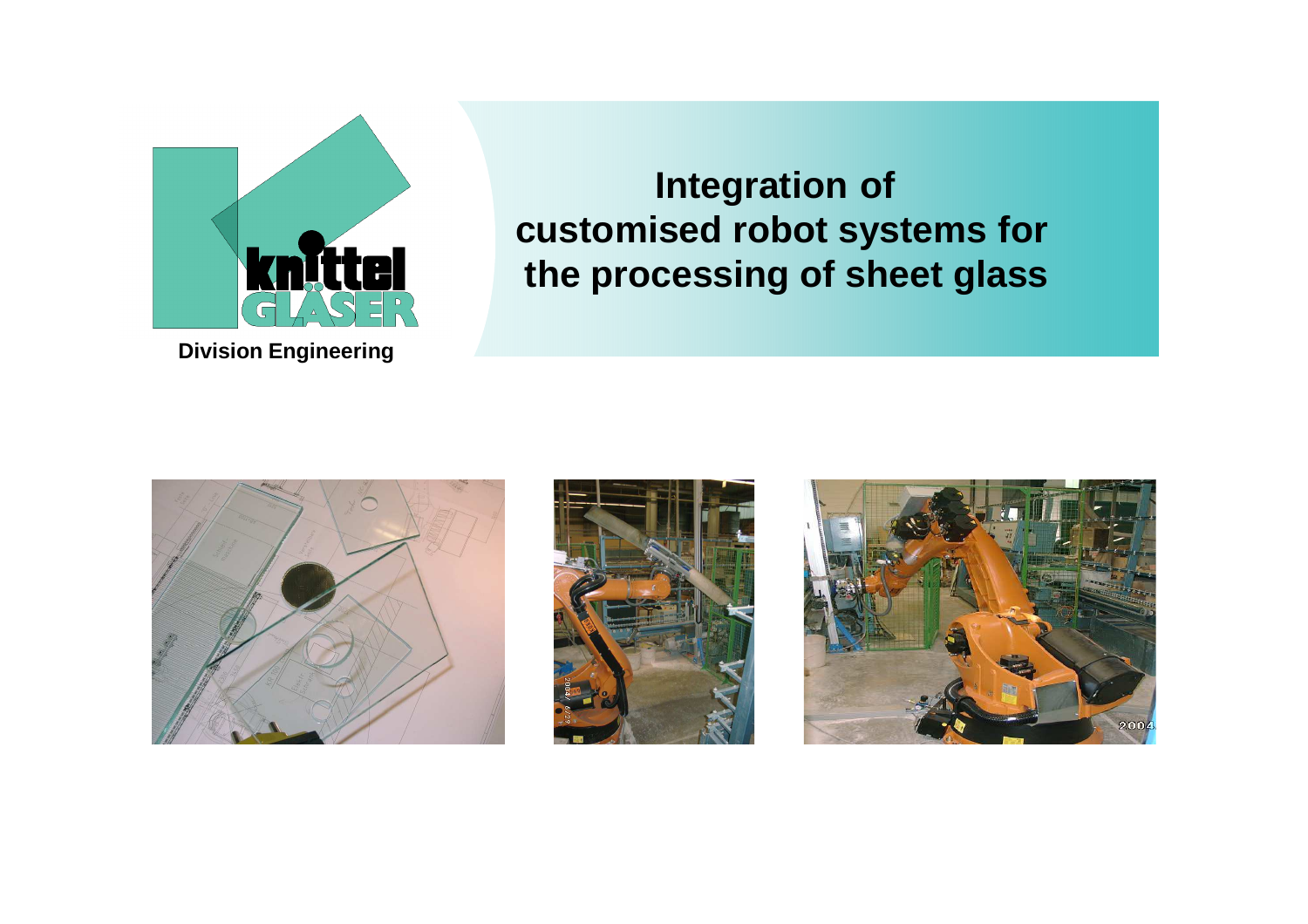knittel GLÄSER

**Division Engineering**

# Integration of customised robot systems for the processing of sheet glass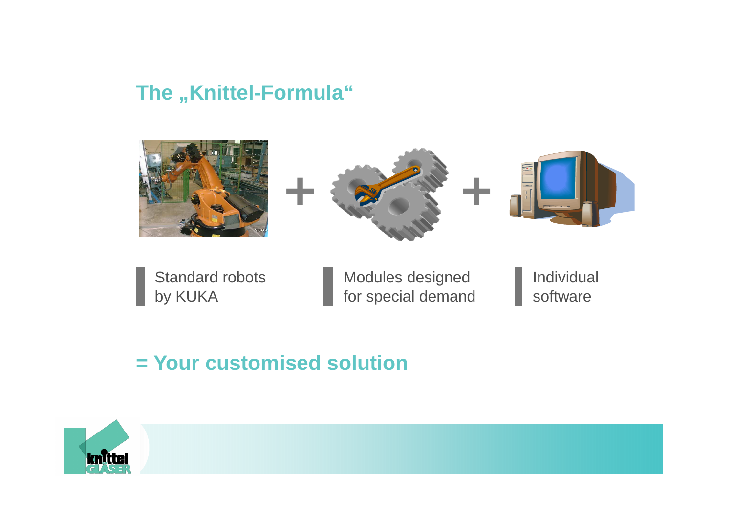## The „Knittel-Formula“

Standard robots by KUKA + Modules designed for special demand + Individual software

**= Your customised solution**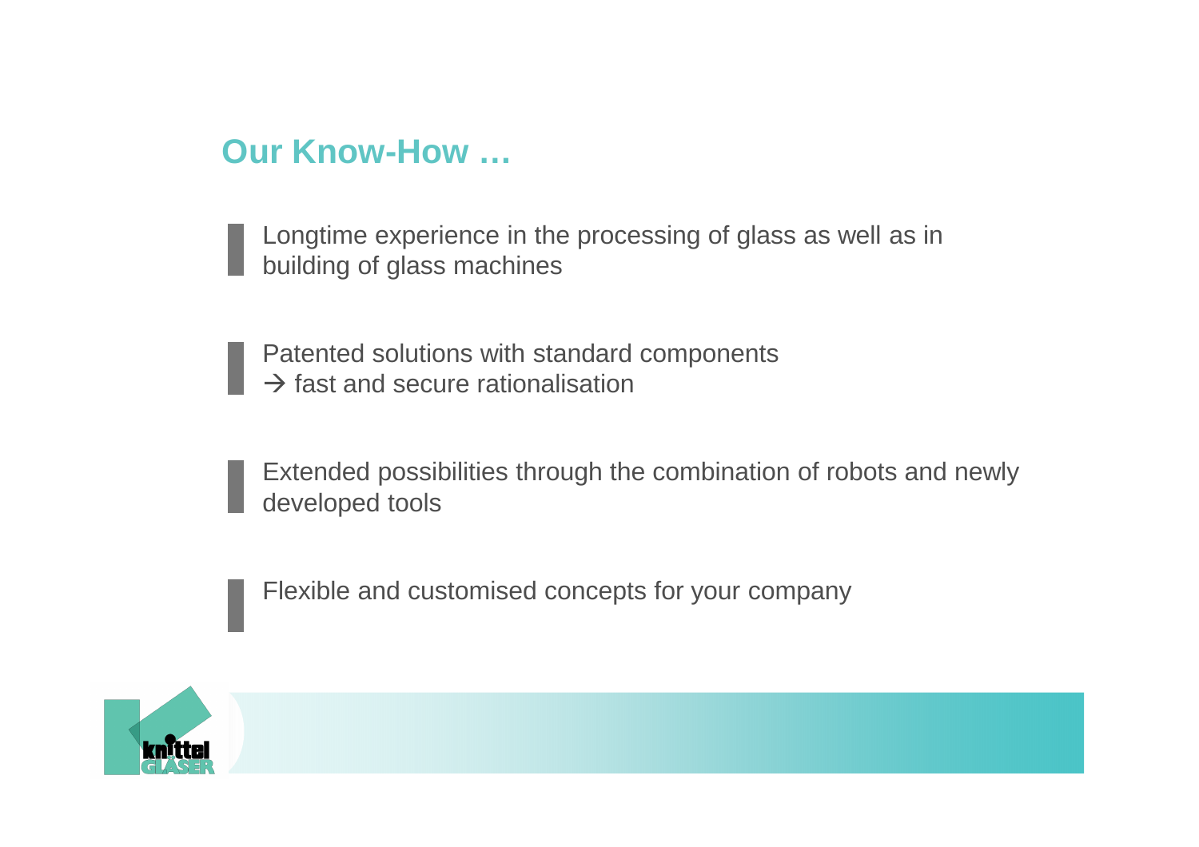## Our Know-How …

- Longtime experience in the processing of glass as well as in building of glass machines

- Patented solutions with standard components
  → fast and secure rationalisation

- Extended possibilities through the combination of robots and newly developed tools

- Flexible and customised concepts for your company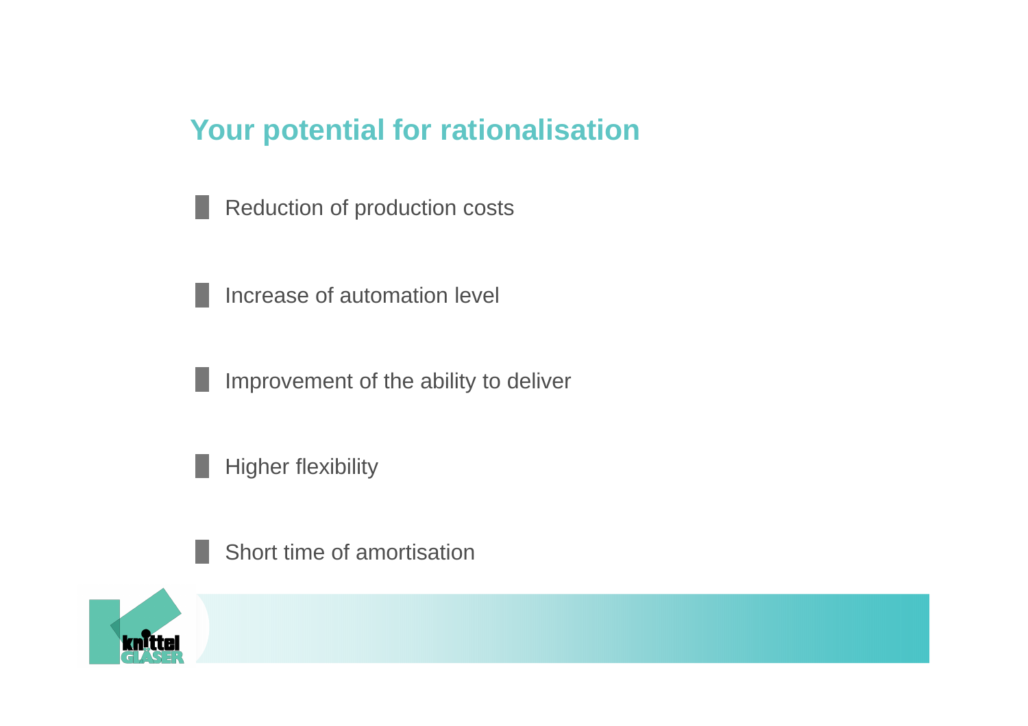# Your potential for rationalisation

- Reduction of production costs
- Increase of automation level
- Improvement of the ability to deliver
- Higher flexibility
- Short time of amortisation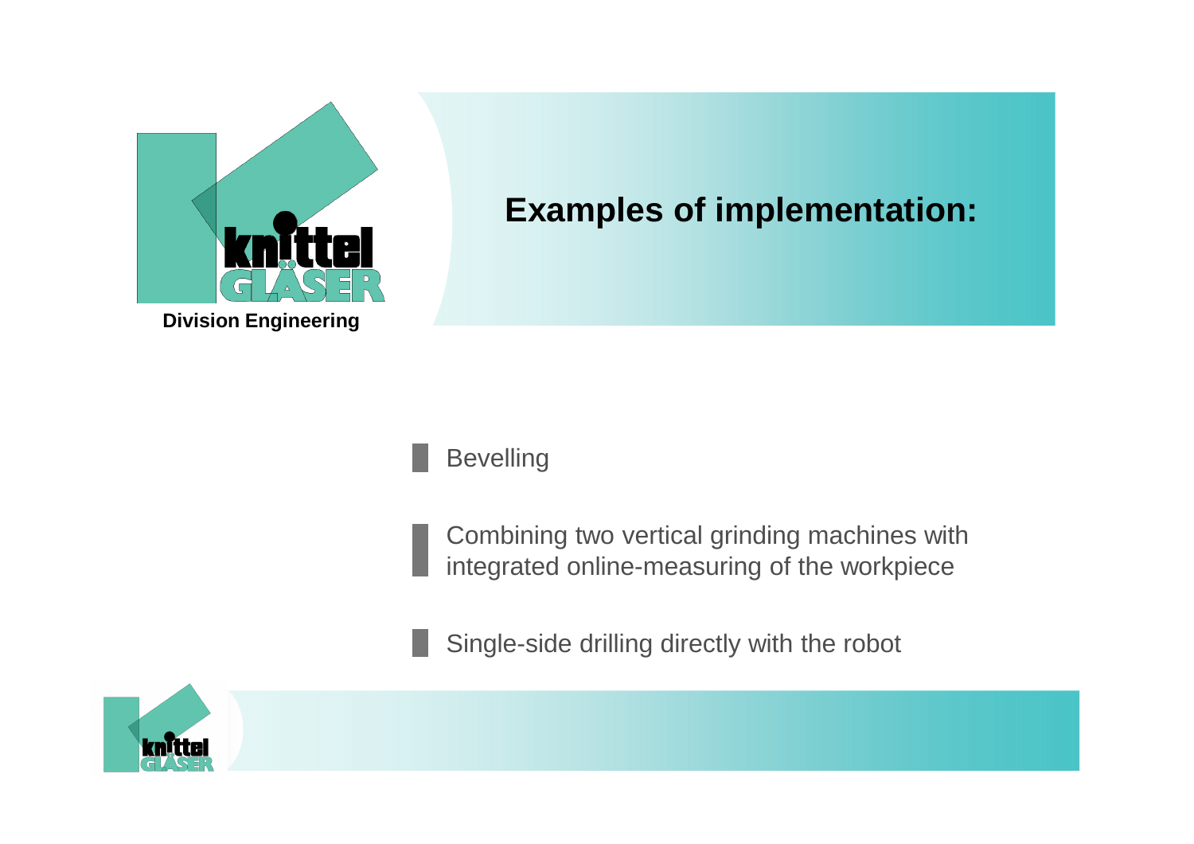**Division Engineering**

# Examples of implementation:

- Bevelling
- Combining two vertical grinding machines with integrated online-measuring of the workpiece
- Single-side drilling directly with the robot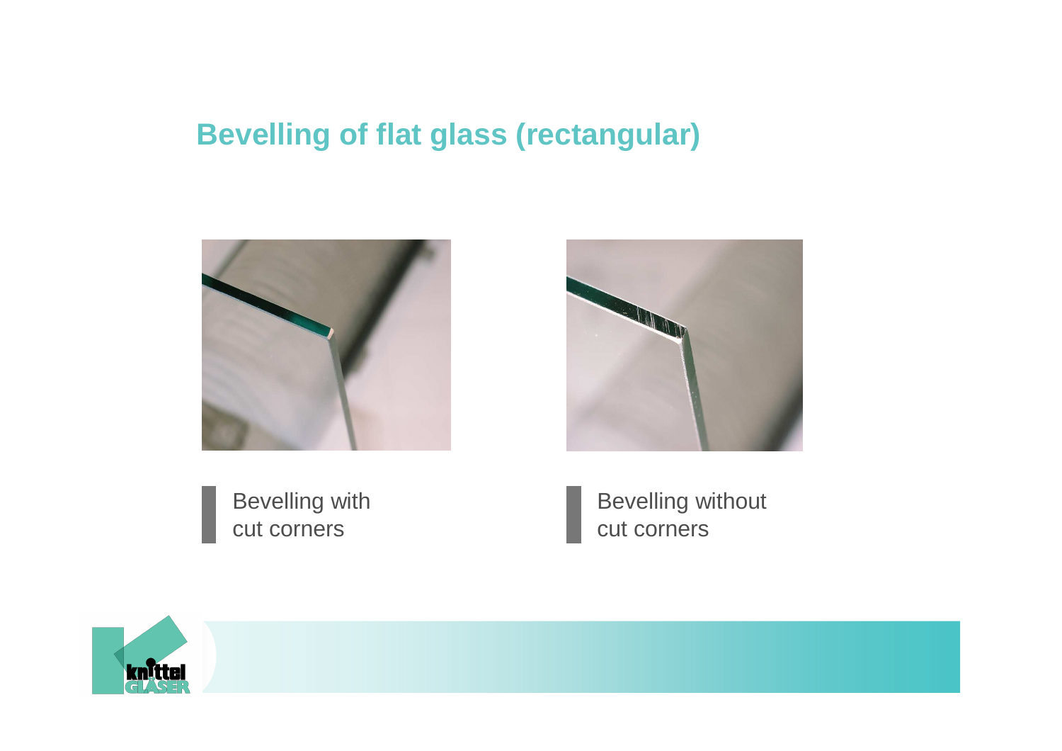# Bevelling of flat glass (rectangular)

Bevelling with cut corners

Bevelling without cut corners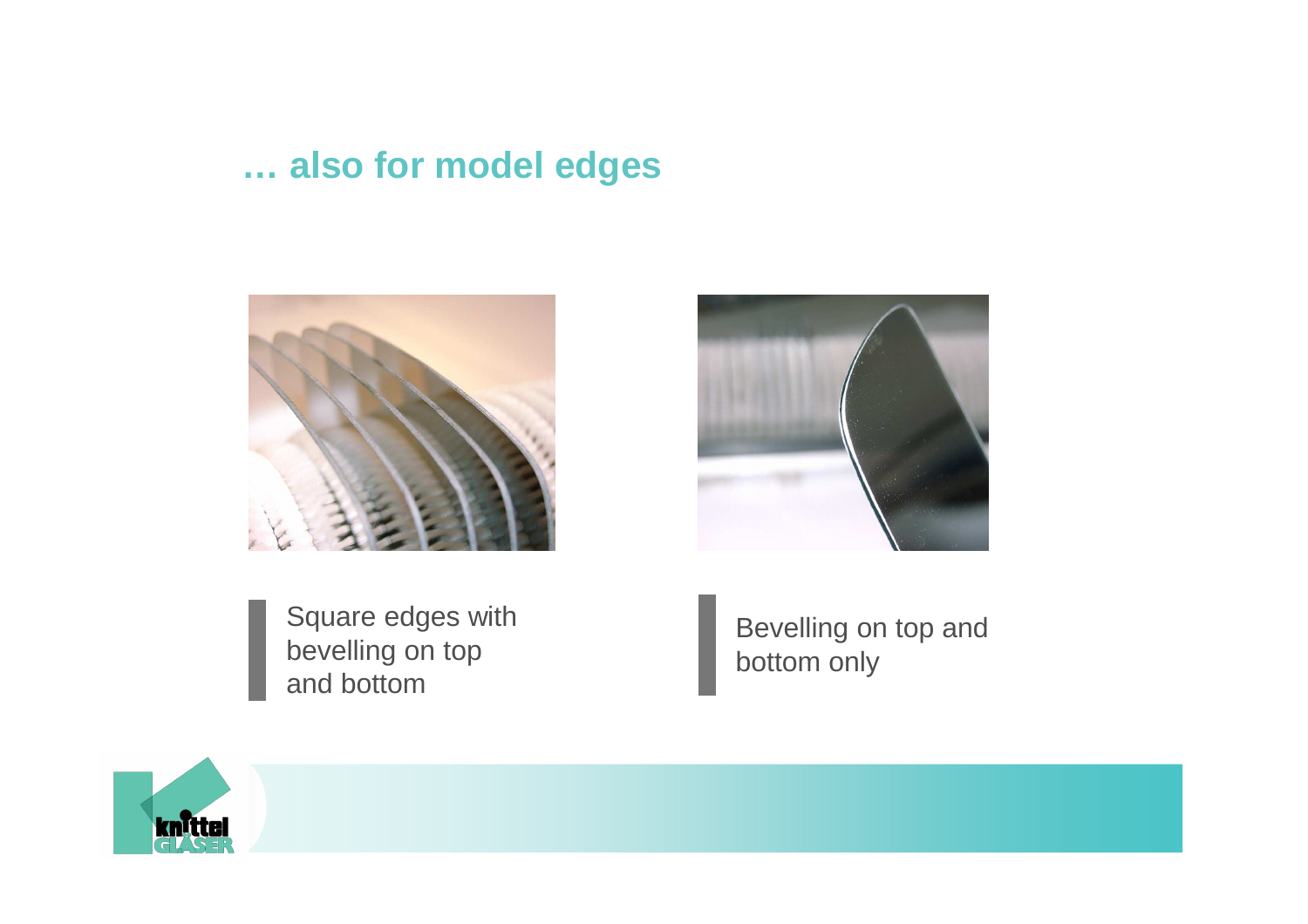## … also for model edges

Square edges with bevelling on top and bottom

Bevelling on top and bottom only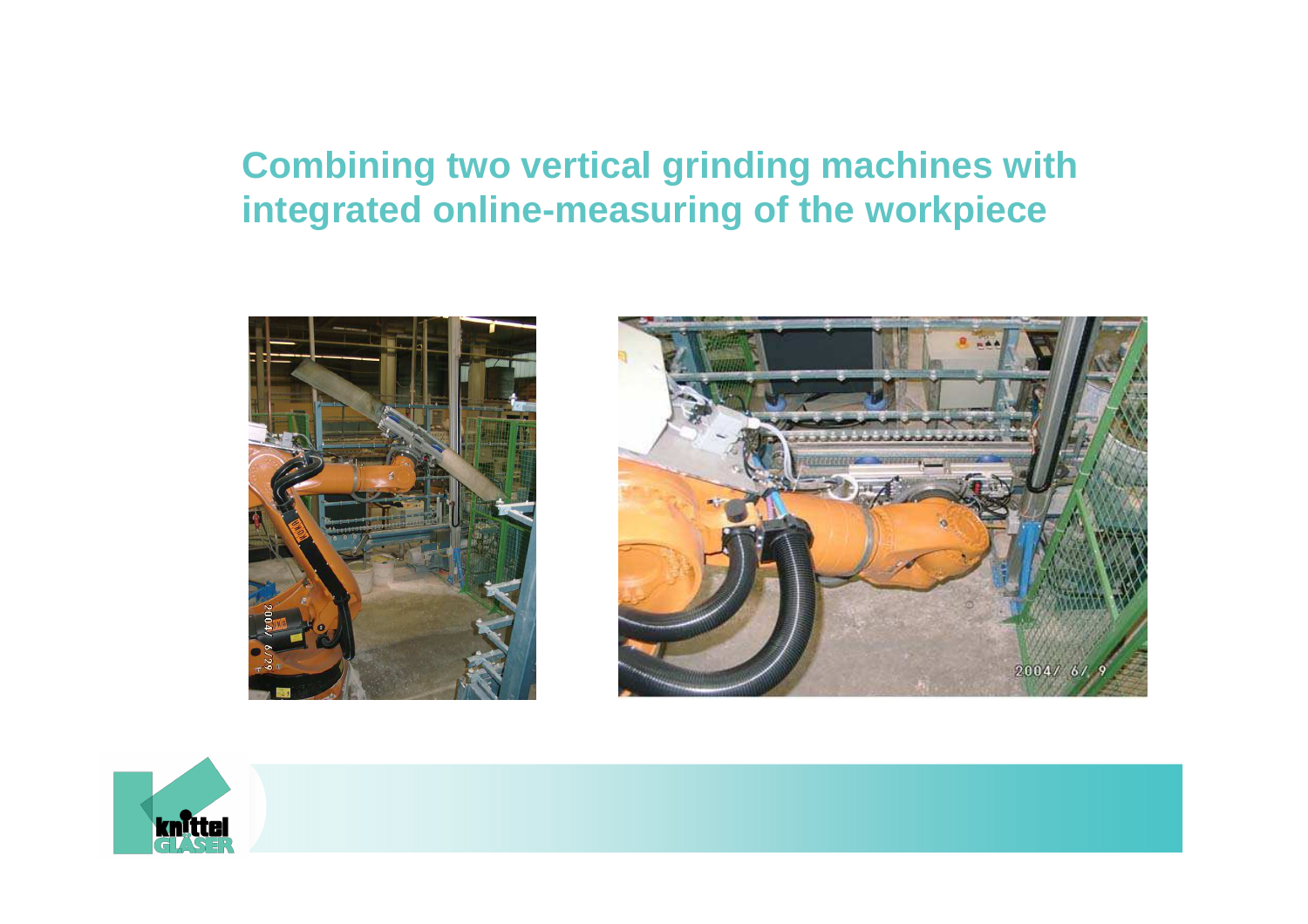# Combining two vertical grinding machines with integrated online-measuring of the workpiece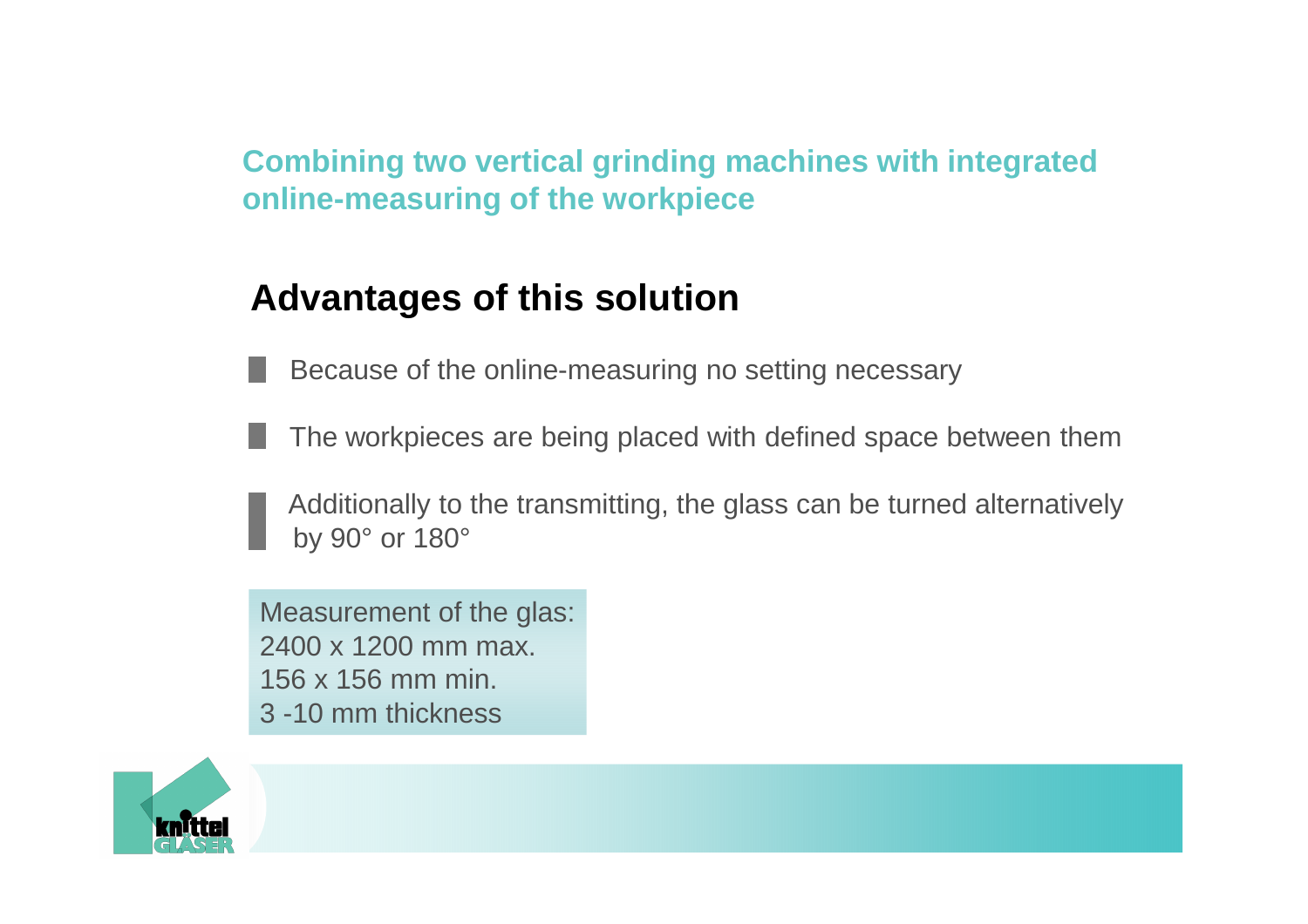## Combining two vertical grinding machines with integrated online-measuring of the workpiece

### Advantages of this solution

- Because of the online-measuring no setting necessary
- The workpieces are being placed with defined space between them
- Additionally to the transmitting, the glass can be turned alternatively by 90° or 180°

Measurement of the glas:
2400 x 1200 mm max.
156 x 156 mm min.
3 -10 mm thickness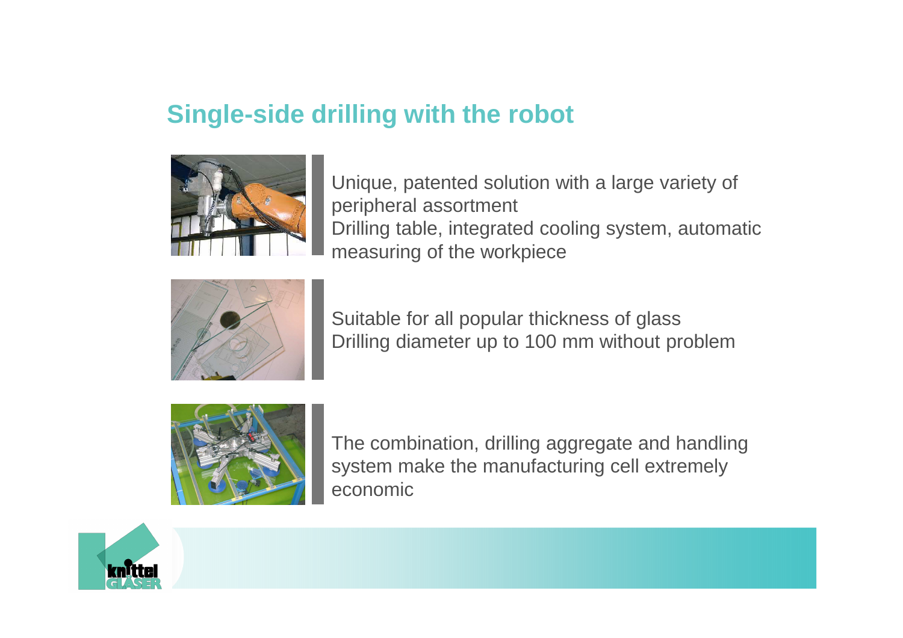## Single-side drilling with the robot

Unique, patented solution with a large variety of peripheral assortment
Drilling table, integrated cooling system, automatic measuring of the workpiece

Suitable for all popular thickness of glass
Drilling diameter up to 100 mm without problem

The combination, drilling aggregate and handling system make the manufacturing cell extremely economic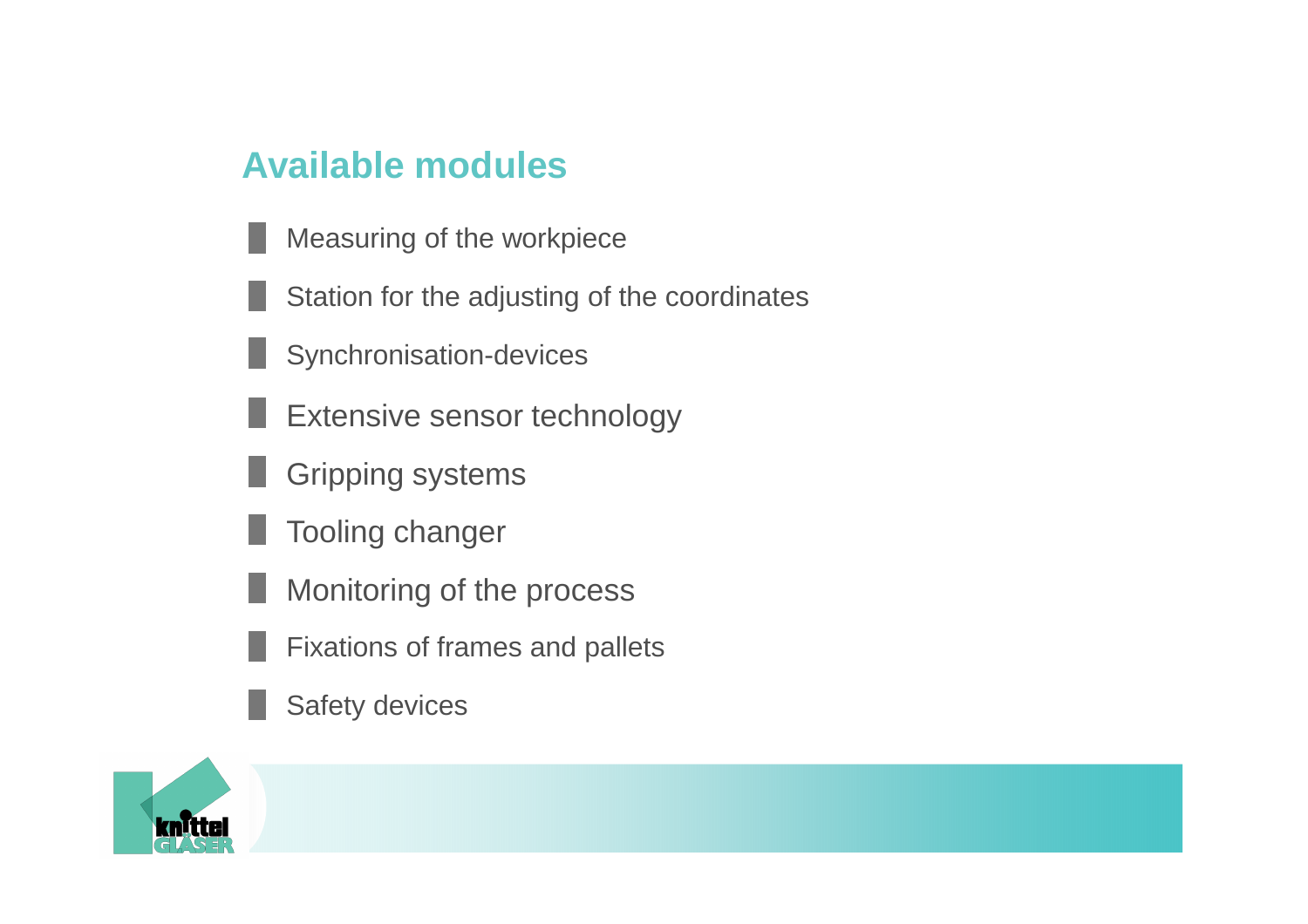## Available modules

- Measuring of the workpiece
- Station for the adjusting of the coordinates
- Synchronisation-devices
- Extensive sensor technology
- Gripping systems
- Tooling changer
- Monitoring of the process
- Fixations of frames and pallets
- Safety devices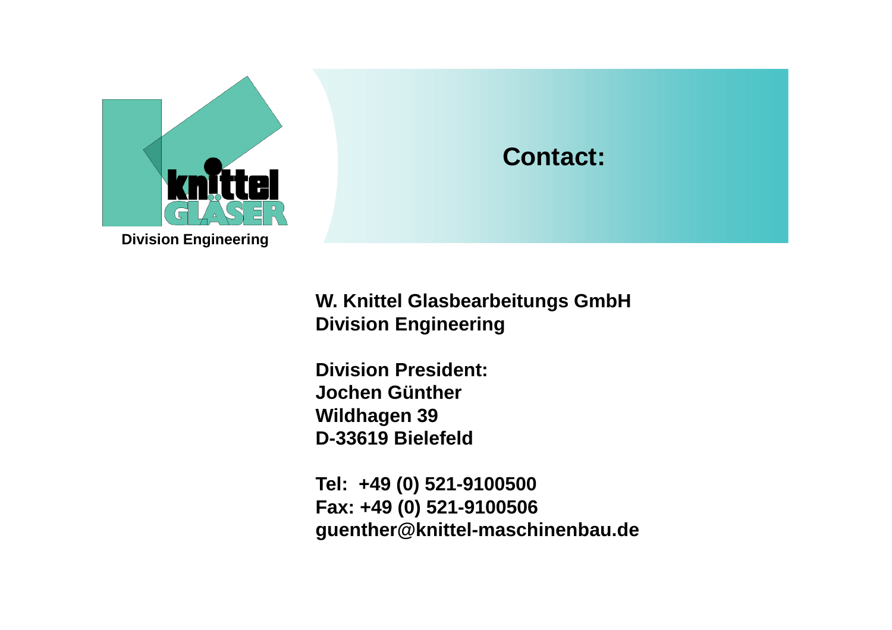knittel GLÄSER

**Division Engineering**

# Contact:

**W. Knittel Glasbearbeitungs GmbH**
**Division Engineering**

**Division President:**
**Jochen Günther**
**Wildhagen 39**
**D-33619 Bielefeld**

**Tel: +49 (0) 521-9100500**
**Fax: +49 (0) 521-9100506**
**guenther@knittel-maschinenbau.de**